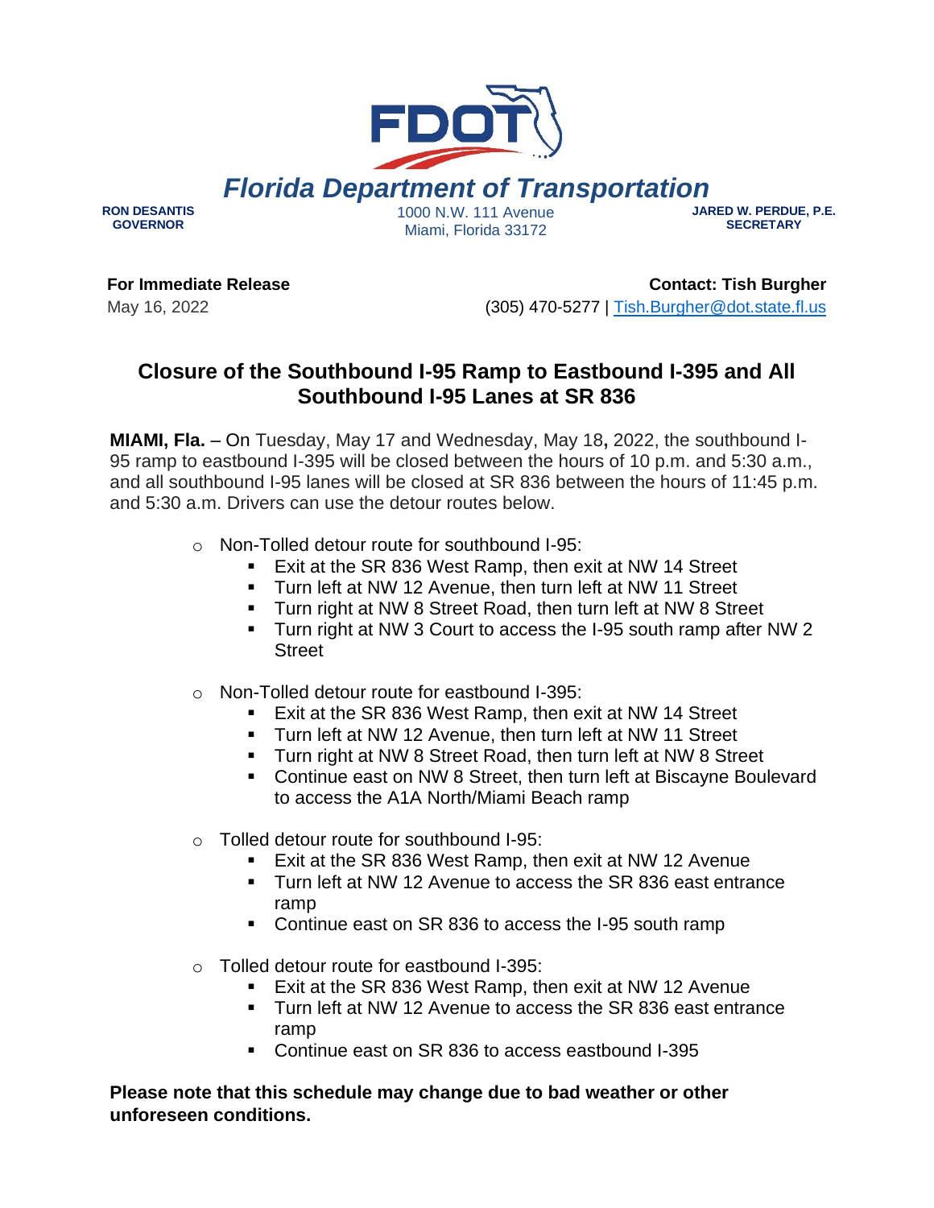**Florida Department of Transportation**

**RON DESANTIS**
**GOVERNOR**

1000 N.W. 111 Avenue
Miami, Florida 33172

**JARED W. PERDUE, P.E.**
**SECRETARY**

**For Immediate Release**
May 16, 2022

**Contact: Tish Burgher**
(305) 470-5277 | Tish.Burgher@dot.state.fl.us

## Closure of the Southbound I-95 Ramp to Eastbound I-395 and All Southbound I-95 Lanes at SR 836

**MIAMI, Fla.** – On Tuesday, May 17 and Wednesday, May 18, 2022, the southbound I-95 ramp to eastbound I-395 will be closed between the hours of 10 p.m. and 5:30 a.m., and all southbound I-95 lanes will be closed at SR 836 between the hours of 11:45 p.m. and 5:30 a.m. Drivers can use the detour routes below.

- Non-Tolled detour route for southbound I-95:
  - Exit at the SR 836 West Ramp, then exit at NW 14 Street
  - Turn left at NW 12 Avenue, then turn left at NW 11 Street
  - Turn right at NW 8 Street Road, then turn left at NW 8 Street
  - Turn right at NW 3 Court to access the I-95 south ramp after NW 2 Street
- Non-Tolled detour route for eastbound I-395:
  - Exit at the SR 836 West Ramp, then exit at NW 14 Street
  - Turn left at NW 12 Avenue, then turn left at NW 11 Street
  - Turn right at NW 8 Street Road, then turn left at NW 8 Street
  - Continue east on NW 8 Street, then turn left at Biscayne Boulevard to access the A1A North/Miami Beach ramp
- Tolled detour route for southbound I-95:
  - Exit at the SR 836 West Ramp, then exit at NW 12 Avenue
  - Turn left at NW 12 Avenue to access the SR 836 east entrance ramp
  - Continue east on SR 836 to access the I-95 south ramp
- Tolled detour route for eastbound I-395:
  - Exit at the SR 836 West Ramp, then exit at NW 12 Avenue
  - Turn left at NW 12 Avenue to access the SR 836 east entrance ramp
  - Continue east on SR 836 to access eastbound I-395

**Please note that this schedule may change due to bad weather or other unforeseen conditions.**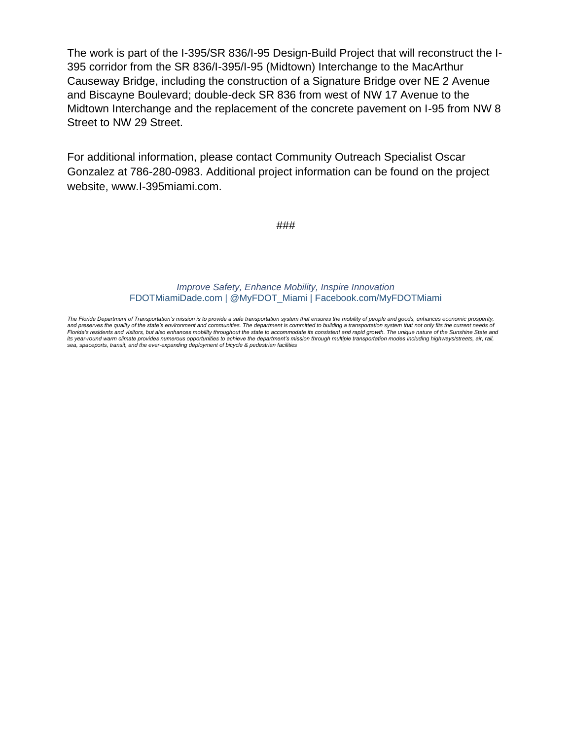The work is part of the I-395/SR 836/I-95 Design-Build Project that will reconstruct the I-395 corridor from the SR 836/I-395/I-95 (Midtown) Interchange to the MacArthur Causeway Bridge, including the construction of a Signature Bridge over NE 2 Avenue and Biscayne Boulevard; double-deck SR 836 from west of NW 17 Avenue to the Midtown Interchange and the replacement of the concrete pavement on I-95 from NW 8 Street to NW 29 Street.

For additional information, please contact Community Outreach Specialist Oscar Gonzalez at 786-280-0983. Additional project information can be found on the project website, www.I-395miami.com.

###

*Improve Safety, Enhance Mobility, Inspire Innovation*

FDOTMiamiDade.com | @MyFDOT_Miami | Facebook.com/MyFDOTMiami

*The Florida Department of Transportation's mission is to provide a safe transportation system that ensures the mobility of people and goods, enhances economic prosperity, and preserves the quality of the state's environment and communities. The department is committed to building a transportation system that not only fits the current needs of Florida's residents and visitors, but also enhances mobility throughout the state to accommodate its consistent and rapid growth. The unique nature of the Sunshine State and its year-round warm climate provides numerous opportunities to achieve the department's mission through multiple transportation modes including highways/streets, air, rail, sea, spaceports, transit, and the ever-expanding deployment of bicycle & pedestrian facilities*